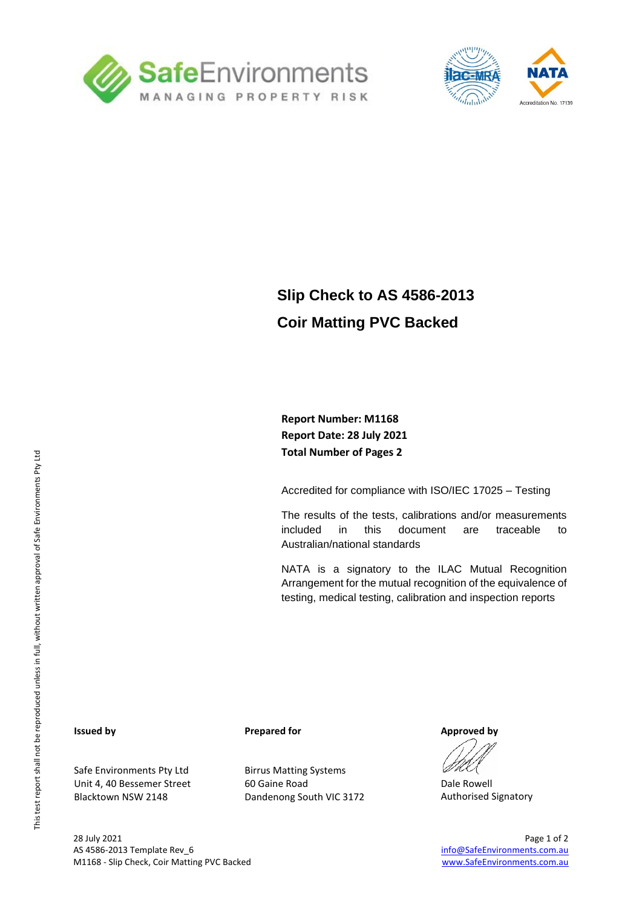SafeEnvironments
MANAGING PROPERTY RISK

ilac-MRA

NATA
Accreditation No. 17139

# Slip Check to AS 4586-2013

# Coir Matting PVC Backed

**Report Number: M1168**
**Report Date: 28 July 2021**
**Total Number of Pages 2**

Accredited for compliance with ISO/IEC 17025 – Testing

The results of the tests, calibrations and/or measurements included in this document are traceable to Australian/national standards

NATA is a signatory to the ILAC Mutual Recognition Arrangement for the mutual recognition of the equivalence of testing, medical testing, calibration and inspection reports

This test report shall not be reproduced unless in full, without written approval of Safe Environments Pty Ltd

**Issued by**

Safe Environments Pty Ltd
Unit 4, 40 Bessemer Street
Blacktown NSW 2148

**Prepared for**

Birrus Matting Systems
60 Gaine Road
Dandenong South VIC 3172

**Approved by**

Dale Rowell
Authorised Signatory

28 July 2021
AS 4586-2013 Template Rev_6
M1168 - Slip Check, Coir Matting PVC Backed

info@SafeEnvironments.com.au
www.SafeEnvironments.com.au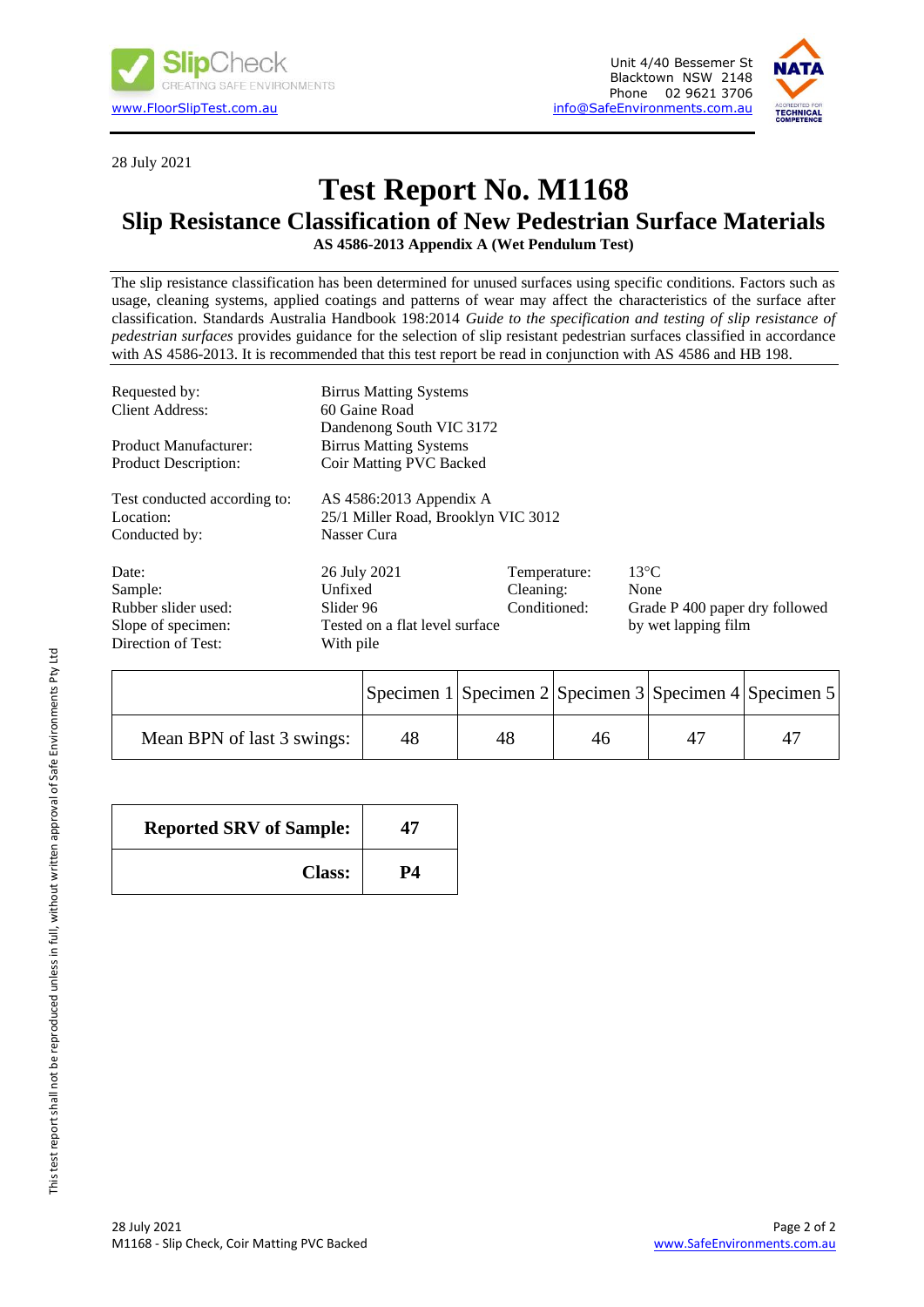SlipCheck
CREATING SAFE ENVIRONMENTS
www.FloorSlipTest.com.au

Unit 4/40 Bessemer St
Blacktown NSW 2148
Phone 02 9621 3706
info@SafeEnvironments.com.au

NATA
ACCREDITED FOR TECHNICAL COMPETENCE

28 July 2021

# Test Report No. M1168

## Slip Resistance Classification of New Pedestrian Surface Materials

**AS 4586-2013 Appendix A (Wet Pendulum Test)**

The slip resistance classification has been determined for unused surfaces using specific conditions. Factors such as usage, cleaning systems, applied coatings and patterns of wear may affect the characteristics of the surface after classification. Standards Australia Handbook 198:2014 *Guide to the specification and testing of slip resistance of pedestrian surfaces* provides guidance for the selection of slip resistant pedestrian surfaces classified in accordance with AS 4586-2013. It is recommended that this test report be read in conjunction with AS 4586 and HB 198.

| | |
|---|---|
| Requested by: | Birrus Matting Systems |
| Client Address: | 60 Gaine Road<br>Dandenong South VIC 3172 |
| Product Manufacturer: | Birrus Matting Systems |
| Product Description: | Coir Matting PVC Backed |
| Test conducted according to: | AS 4586:2013 Appendix A |
| Location: | 25/1 Miller Road, Brooklyn VIC 3012 |
| Conducted by: | Nasser Cura |

| | | | |
|---|---|---|---|
| Date: | 26 July 2021 | Temperature: | 13°C |
| Sample: | Unfixed | Cleaning: | None |
| Rubber slider used: | Slider 96 | Conditioned: | Grade P 400 paper dry followed by wet lapping film |
| Slope of specimen: | Tested on a flat level surface | | |
| Direction of Test: | With pile | | |

| | Specimen 1 | Specimen 2 | Specimen 3 | Specimen 4 | Specimen 5 |
|---|---|---|---|---|---|
| Mean BPN of last 3 swings: | 48 | 48 | 46 | 47 | 47 |

| | |
|---|---|
| **Reported SRV of Sample:** | **47** |
| **Class:** | **P4** |

This test report shall not be reproduced unless in full, without written approval of Safe Environments Pty Ltd

28 July 2021
M1168 - Slip Check, Coir Matting PVC Backed
www.SafeEnvironments.com.au